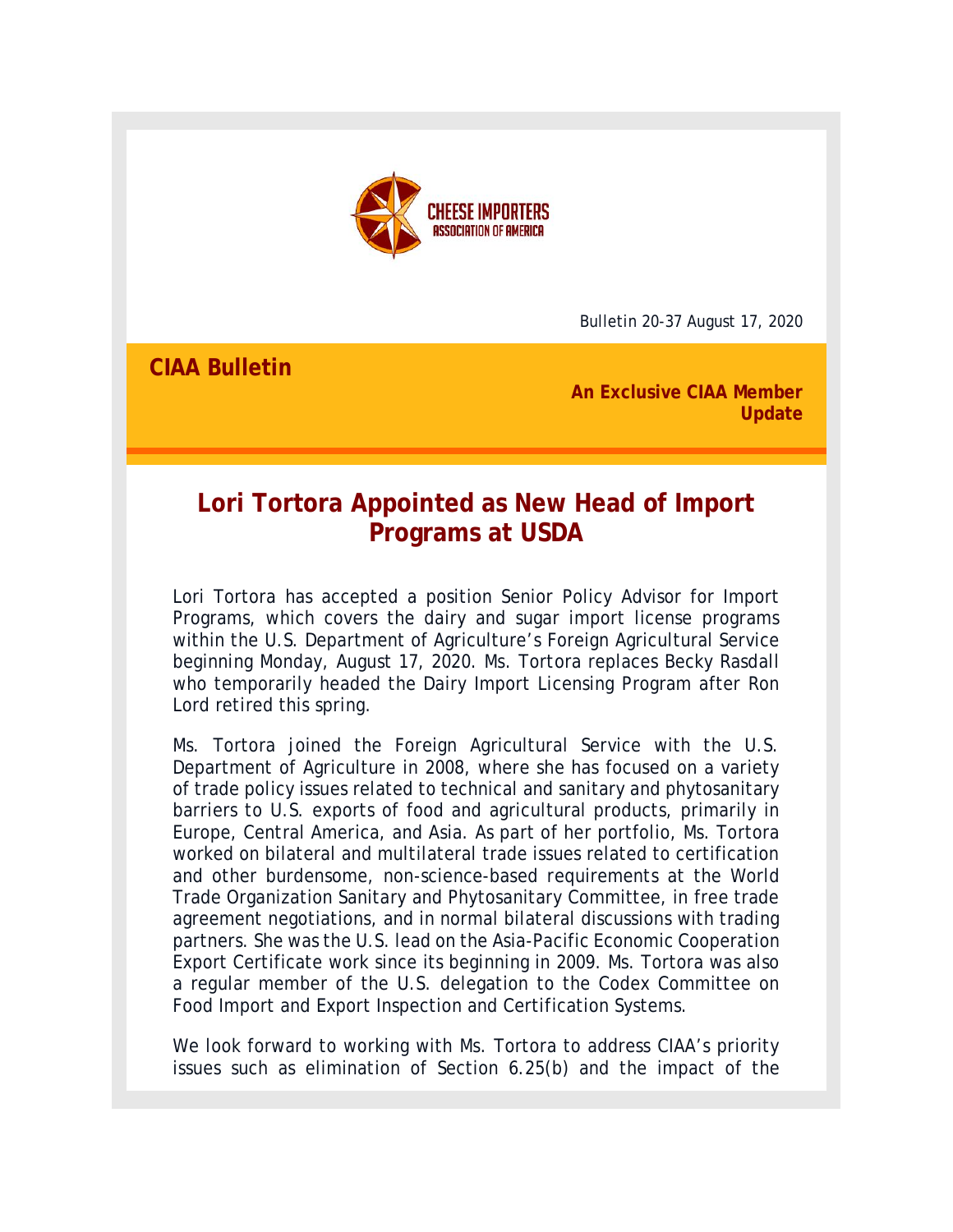CHEESE IMPORTERS ASSOCIATION OF AMERICA

Bulletin 20-37 August 17, 2020

**CIAA Bulletin**

**An Exclusive CIAA Member Update**

# Lori Tortora Appointed as New Head of Import Programs at USDA

Lori Tortora has accepted a position Senior Policy Advisor for Import Programs, which covers the dairy and sugar import license programs within the U.S. Department of Agriculture's Foreign Agricultural Service beginning Monday, August 17, 2020. Ms. Tortora replaces Becky Rasdall who temporarily headed the Dairy Import Licensing Program after Ron Lord retired this spring.

Ms. Tortora joined the Foreign Agricultural Service with the U.S. Department of Agriculture in 2008, where she has focused on a variety of trade policy issues related to technical and sanitary and phytosanitary barriers to U.S. exports of food and agricultural products, primarily in Europe, Central America, and Asia. As part of her portfolio, Ms. Tortora worked on bilateral and multilateral trade issues related to certification and other burdensome, non-science-based requirements at the World Trade Organization Sanitary and Phytosanitary Committee, in free trade agreement negotiations, and in normal bilateral discussions with trading partners. She was the U.S. lead on the Asia-Pacific Economic Cooperation Export Certificate work since its beginning in 2009. Ms. Tortora was also a regular member of the U.S. delegation to the Codex Committee on Food Import and Export Inspection and Certification Systems.

We look forward to working with Ms. Tortora to address CIAA's priority issues such as elimination of Section 6.25(b) and the impact of the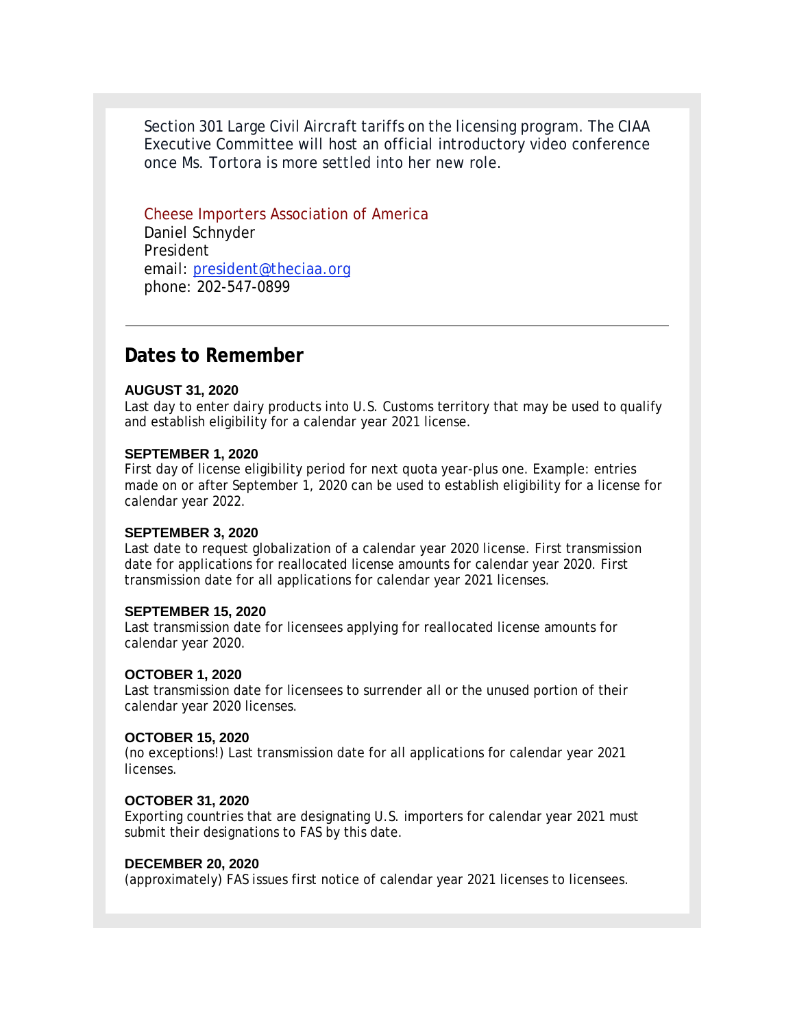Section 301 Large Civil Aircraft tariffs on the licensing program. The CIAA Executive Committee will host an official introductory video conference once Ms. Tortora is more settled into her new role.

Cheese Importers Association of America
Daniel Schnyder
President
email: president@theciaa.org
phone: 202-547-0899

---

## Dates to Remember

**AUGUST 31, 2020**
Last day to enter dairy products into U.S. Customs territory that may be used to qualify and establish eligibility for a calendar year 2021 license.

**SEPTEMBER 1, 2020**
First day of license eligibility period for next quota year-plus one. Example: entries made on or after September 1, 2020 can be used to establish eligibility for a license for calendar year 2022.

**SEPTEMBER 3, 2020**
Last date to request globalization of a calendar year 2020 license. First transmission date for applications for reallocated license amounts for calendar year 2020. First transmission date for all applications for calendar year 2021 licenses.

**SEPTEMBER 15, 2020**
Last transmission date for licensees applying for reallocated license amounts for calendar year 2020.

**OCTOBER 1, 2020**
Last transmission date for licensees to surrender all or the unused portion of their calendar year 2020 licenses.

**OCTOBER 15, 2020**
(no exceptions!) Last transmission date for all applications for calendar year 2021 licenses.

**OCTOBER 31, 2020**
Exporting countries that are designating U.S. importers for calendar year 2021 must submit their designations to FAS by this date.

**DECEMBER 20, 2020**
(approximately) FAS issues first notice of calendar year 2021 licenses to licensees.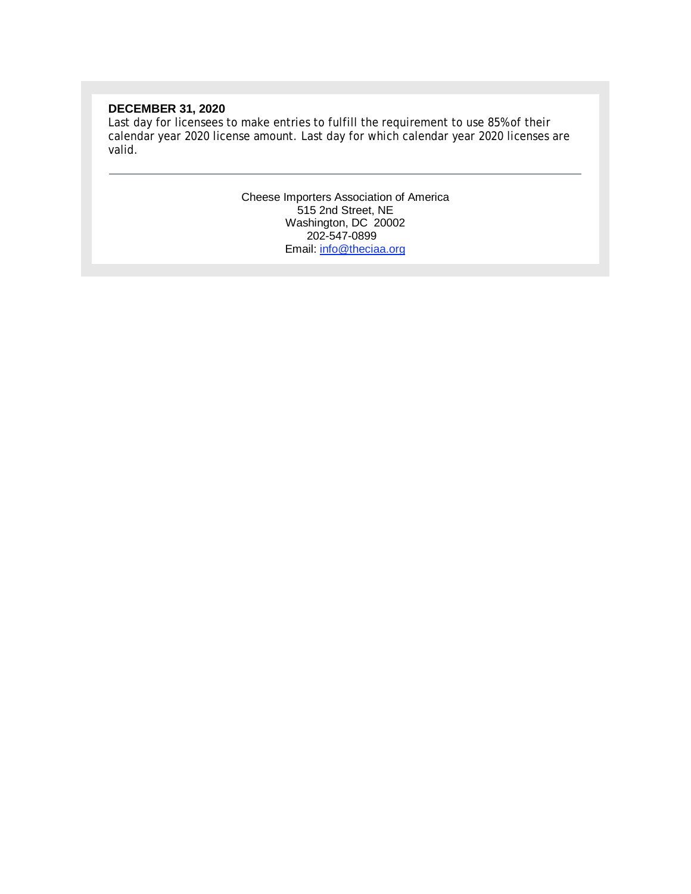**DECEMBER 31, 2020**
Last day for licensees to make entries to fulfill the requirement to use 85% of their calendar year 2020 license amount. Last day for which calendar year 2020 licenses are valid.

---

Cheese Importers Association of America
515 2nd Street, NE
Washington, DC 20002
202-547-0899
Email: info@theciaa.org